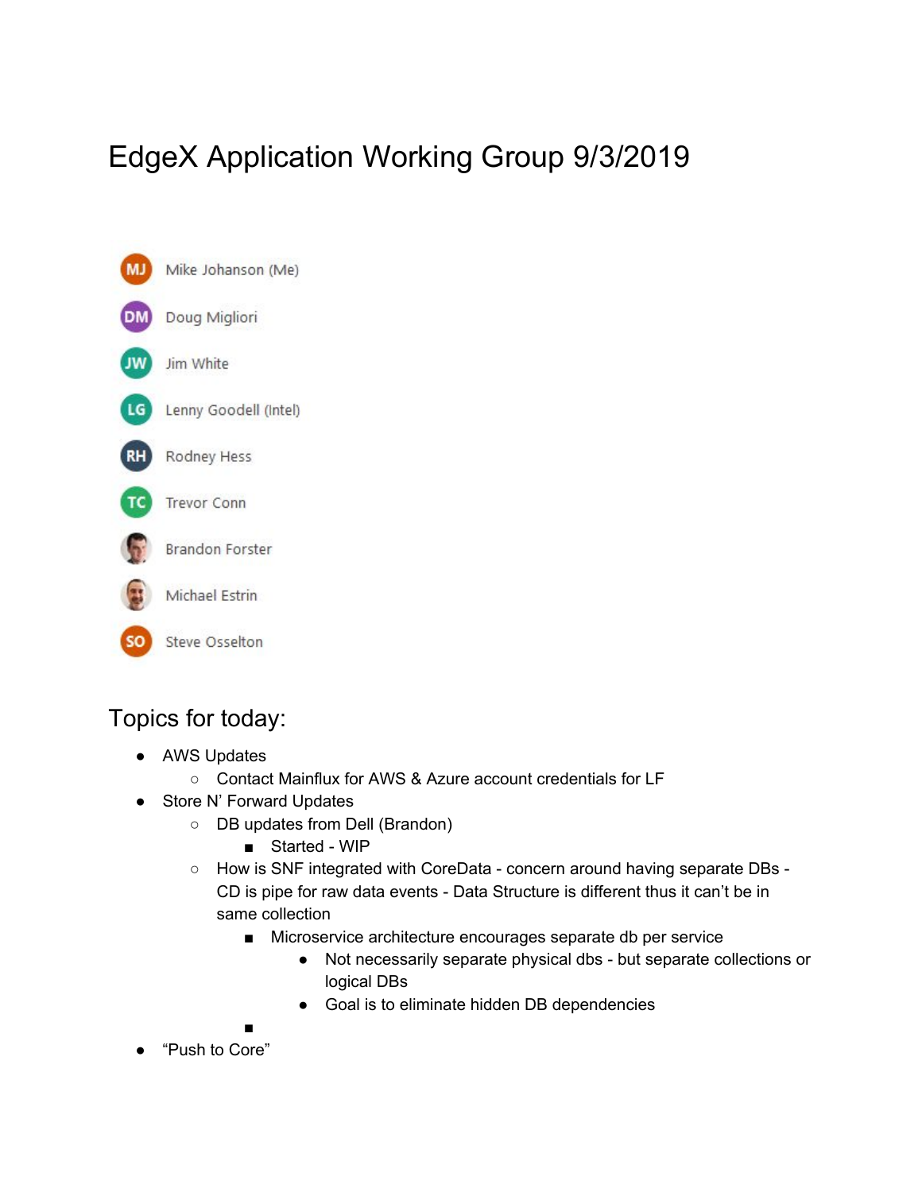# EdgeX Application Working Group 9/3/2019

- MJ Mike Johanson (Me)
- DM Doug Migliori
- JW Jim White
- LG Lenny Goodell (Intel)
- RH Rodney Hess
- TC Trevor Conn
- Brandon Forster
- Michael Estrin
- SO Steve Osselton

## Topics for today:

- AWS Updates
  - Contact Mainflux for AWS & Azure account credentials for LF
- Store N' Forward Updates
  - DB updates from Dell (Brandon)
    - Started - WIP
  - How is SNF integrated with CoreData - concern around having separate DBs - CD is pipe for raw data events - Data Structure is different thus it can't be in same collection
    - Microservice architecture encourages separate db per service
      - Not necessarily separate physical dbs - but separate collections or logical DBs
      - Goal is to eliminate hidden DB dependencies
    - 
- "Push to Core"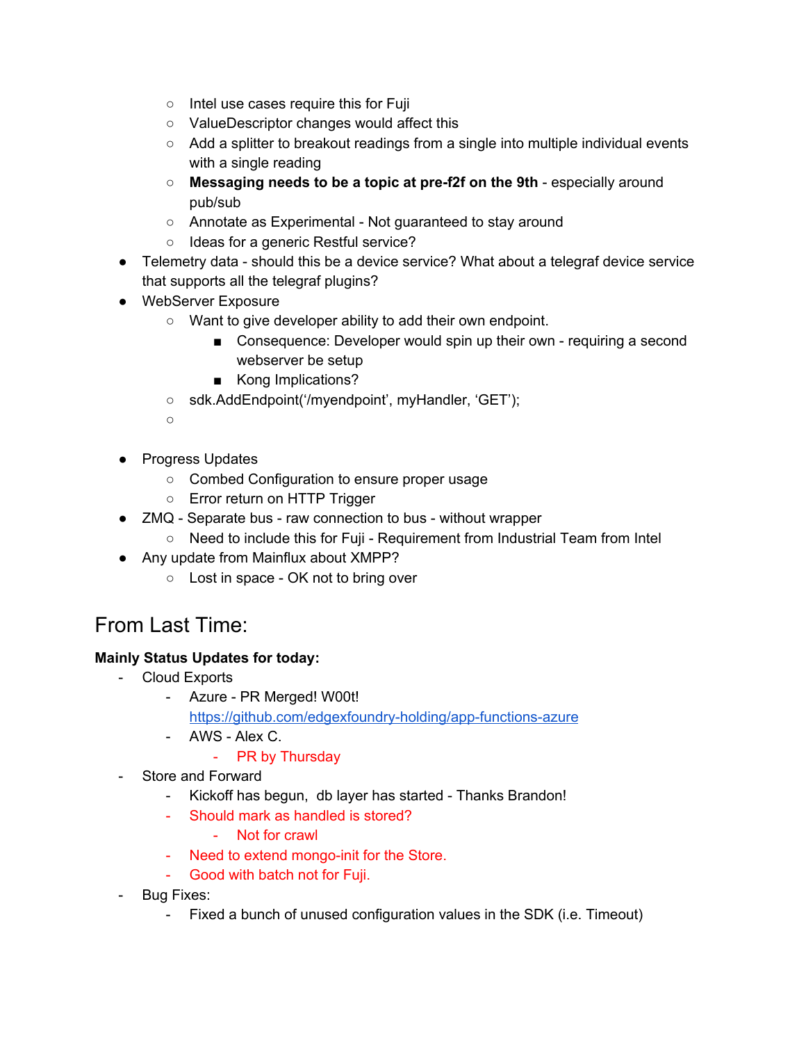- Intel use cases require this for Fuji
    - ValueDescriptor changes would affect this
    - Add a splitter to breakout readings from a single into multiple individual events with a single reading
    - **Messaging needs to be a topic at pre-f2f on the 9th** - especially around pub/sub
    - Annotate as Experimental - Not guaranteed to stay around
    - Ideas for a generic Restful service?
- Telemetry data - should this be a device service? What about a telegraf device service that supports all the telegraf plugins?
- WebServer Exposure
    - Want to give developer ability to add their own endpoint.
        - Consequence: Developer would spin up their own - requiring a second webserver be setup
        - Kong Implications?
    - sdk.AddEndpoint('/myendpoint', myHandler, 'GET');
    - 

- Progress Updates
    - Combed Configuration to ensure proper usage
    - Error return on HTTP Trigger
- ZMQ - Separate bus - raw connection to bus - without wrapper
    - Need to include this for Fuji - Requirement from Industrial Team from Intel
- Any update from Mainflux about XMPP?
    - Lost in space - OK not to bring over

## From Last Time:

**Mainly Status Updates for today:**

- Cloud Exports
    - Azure - PR Merged! W00t! https://github.com/edgexfoundry-holding/app-functions-azure
    - AWS - Alex C.
        - PR by Thursday
- Store and Forward
    - Kickoff has begun, db layer has started - Thanks Brandon!
    - Should mark as handled is stored?
        - Not for crawl
    - Need to extend mongo-init for the Store.
    - Good with batch not for Fuji.
- Bug Fixes:
    - Fixed a bunch of unused configuration values in the SDK (i.e. Timeout)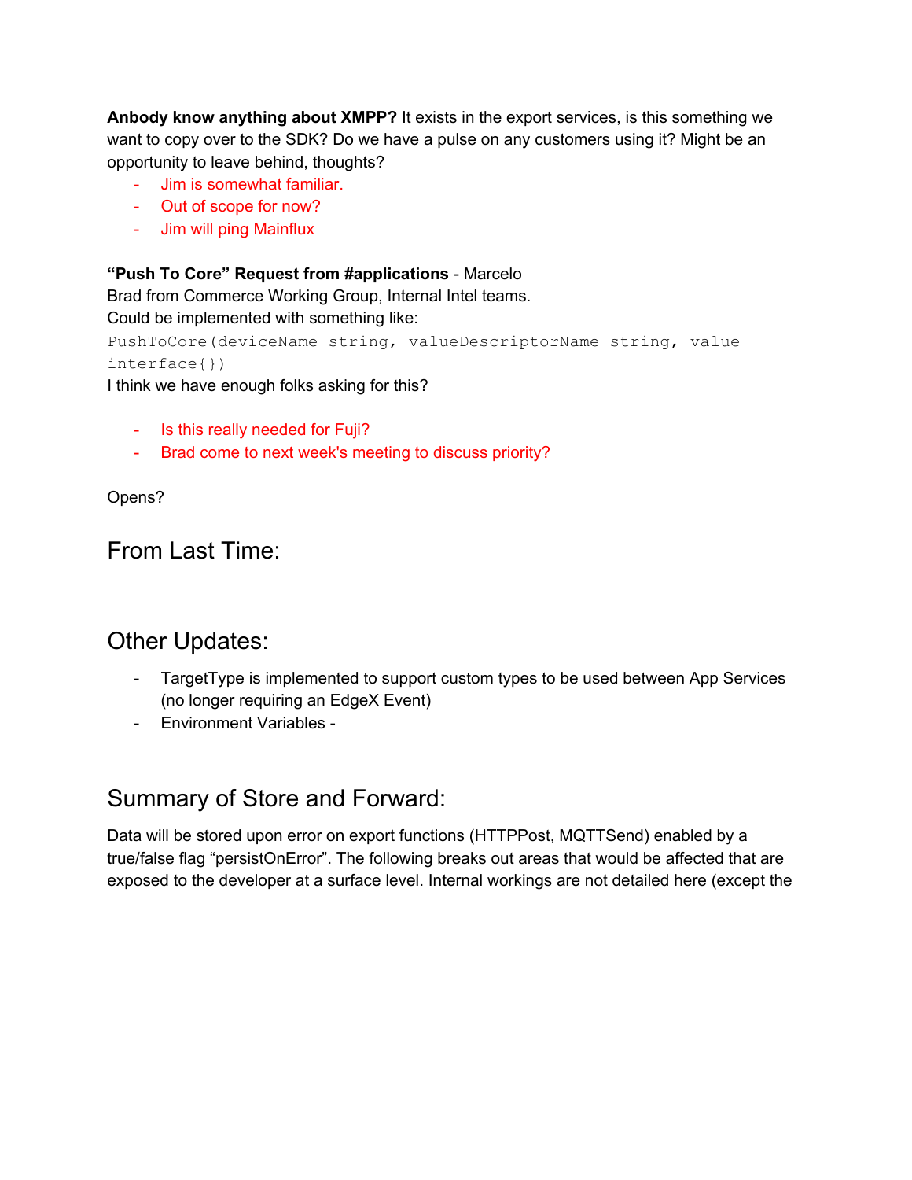**Anbody know anything about XMPP?** It exists in the export services, is this something we want to copy over to the SDK? Do we have a pulse on any customers using it? Might be an opportunity to leave behind, thoughts?

- Jim is somewhat familiar.
- Out of scope for now?
- Jim will ping Mainflux

**"Push To Core" Request from #applications** - Marcelo
Brad from Commerce Working Group, Internal Intel teams.
Could be implemented with something like:

```
PushToCore(deviceName string, valueDescriptorName string, value interface{})
```

I think we have enough folks asking for this?

- Is this really needed for Fuji?
- Brad come to next week's meeting to discuss priority?

Opens?

## From Last Time:

## Other Updates:

- TargetType is implemented to support custom types to be used between App Services (no longer requiring an EdgeX Event)
- Environment Variables -

## Summary of Store and Forward:

Data will be stored upon error on export functions (HTTPPost, MQTTSend) enabled by a true/false flag "persistOnError". The following breaks out areas that would be affected that are exposed to the developer at a surface level. Internal workings are not detailed here (except the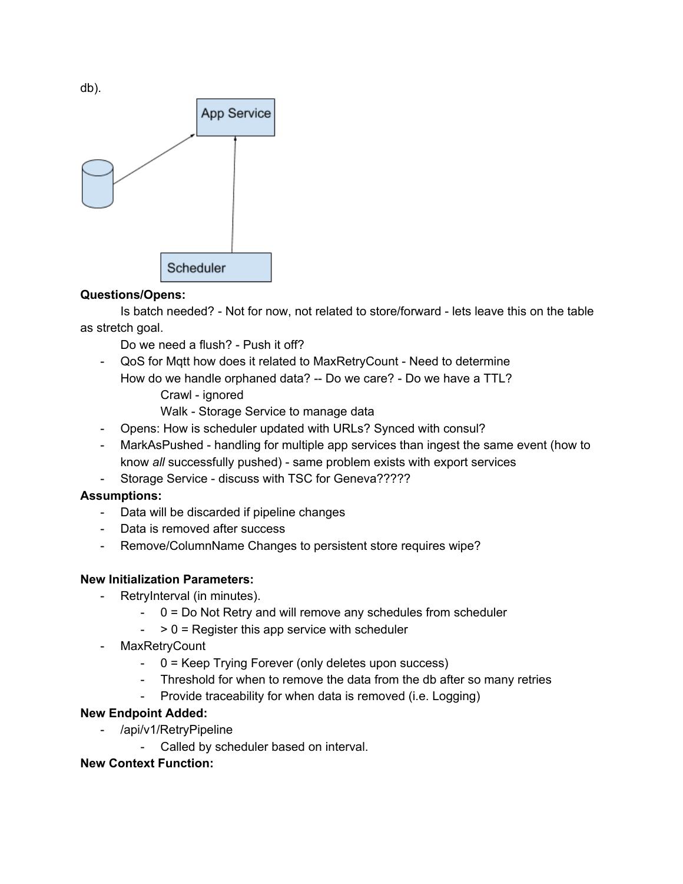db).

**Questions/Opens:**

Is batch needed? - Not for now, not related to store/forward - lets leave this on the table as stretch goal.

Do we need a flush? - Push it off?

- QoS for Mqtt how does it related to MaxRetryCount - Need to determine

  How do we handle orphaned data? -- Do we care? - Do we have a TTL?

  Crawl - ignored

  Walk - Storage Service to manage data
- Opens: How is scheduler updated with URLs? Synced with consul?
- MarkAsPushed - handling for multiple app services than ingest the same event (how to know *all* successfully pushed) - same problem exists with export services
- Storage Service - discuss with TSC for Geneva?????

**Assumptions:**

- Data will be discarded if pipeline changes
- Data is removed after success
- Remove/ColumnName Changes to persistent store requires wipe?

**New Initialization Parameters:**

- RetryInterval (in minutes).
  - 0 = Do Not Retry and will remove any schedules from scheduler
  - > 0 = Register this app service with scheduler
- MaxRetryCount
  - 0 = Keep Trying Forever (only deletes upon success)
  - Threshold for when to remove the data from the db after so many retries
  - Provide traceability for when data is removed (i.e. Logging)

**New Endpoint Added:**

- /api/v1/RetryPipeline
  - Called by scheduler based on interval.

**New Context Function:**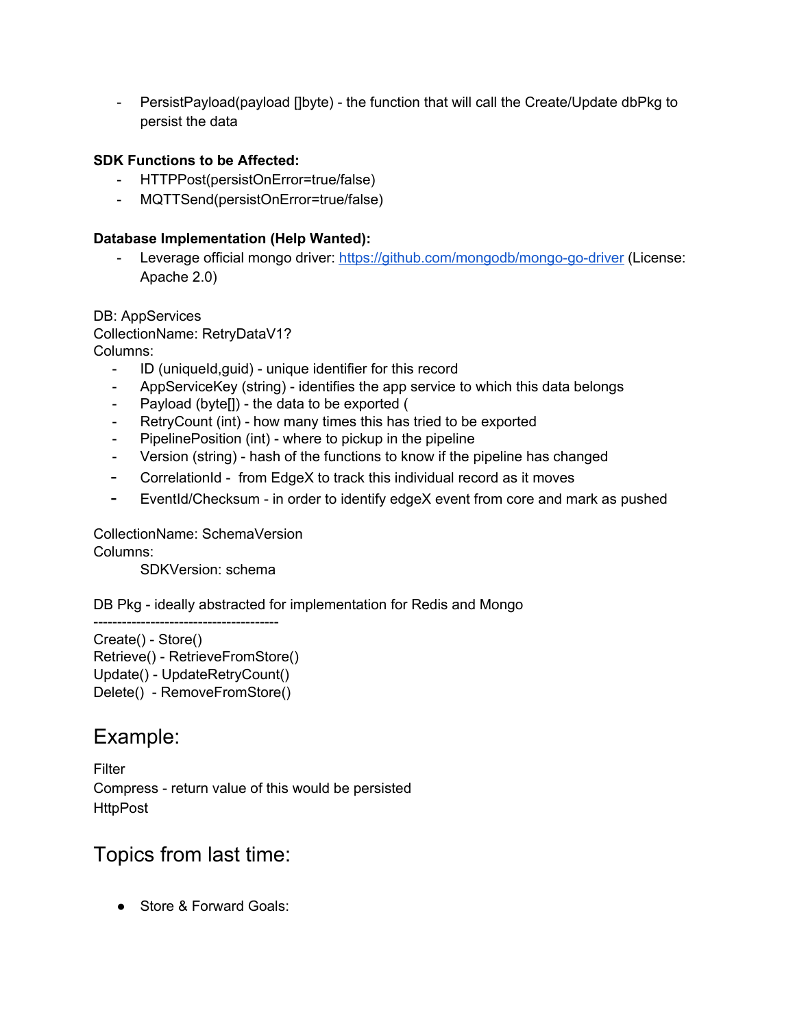- PersistPayload(payload []byte) - the function that will call the Create/Update dbPkg to persist the data

**SDK Functions to be Affected:**

- HTTPPost(persistOnError=true/false)
- MQTTSend(persistOnError=true/false)

**Database Implementation (Help Wanted):**

- Leverage official mongo driver: [https://github.com/mongodb/mongo-go-driver](https://github.com/mongodb/mongo-go-driver) (License: Apache 2.0)

DB: AppServices
CollectionName: RetryDataV1?
Columns:

- ID (uniqueId,guid) - unique identifier for this record
- AppServiceKey (string) - identifies the app service to which this data belongs
- Payload (byte[]) - the data to be exported (
- RetryCount (int) - how many times this has tried to be exported
- PipelinePosition (int) - where to pickup in the pipeline
- Version (string) - hash of the functions to know if the pipeline has changed
- CorrelationId - from EdgeX to track this individual record as it moves
- EventId/Checksum - in order to identify edgeX event from core and mark as pushed

CollectionName: SchemaVersion
Columns:
    SDKVersion: schema

DB Pkg - ideally abstracted for implementation for Redis and Mongo
---------------------------------------
Create() - Store()
Retrieve() - RetrieveFromStore()
Update() - UpdateRetryCount()
Delete() - RemoveFromStore()

## Example:

Filter
Compress - return value of this would be persisted
HttpPost

## Topics from last time:

- Store & Forward Goals: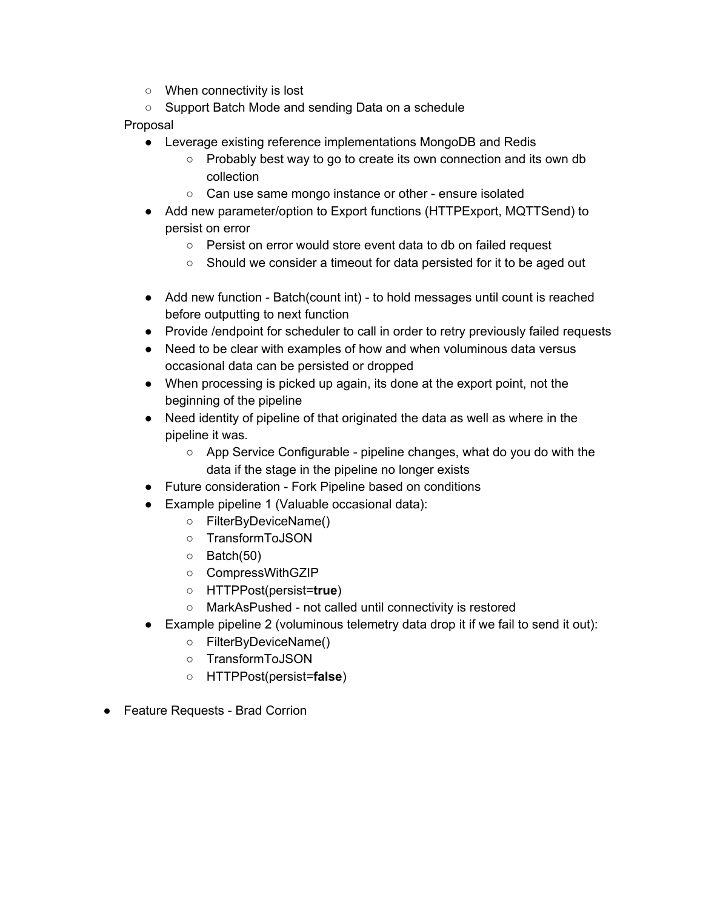- When connectivity is lost
    - Support Batch Mode and sending Data on a schedule

  Proposal

  - Leverage existing reference implementations MongoDB and Redis
    - Probably best way to go to create its own connection and its own db collection
    - Can use same mongo instance or other - ensure isolated
  - Add new parameter/option to Export functions (HTTPExport, MQTTSend) to persist on error
    - Persist on error would store event data to db on failed request
    - Should we consider a timeout for data persisted for it to be aged out
  - Add new function - Batch(count int) - to hold messages until count is reached before outputting to next function
  - Provide /endpoint for scheduler to call in order to retry previously failed requests
  - Need to be clear with examples of how and when voluminous data versus occasional data can be persisted or dropped
  - When processing is picked up again, its done at the export point, not the beginning of the pipeline
  - Need identity of pipeline of that originated the data as well as where in the pipeline it was.
    - App Service Configurable - pipeline changes, what do you do with the data if the stage in the pipeline no longer exists
  - Future consideration - Fork Pipeline based on conditions
  - Example pipeline 1 (Valuable occasional data):
    - FilterByDeviceName()
    - TransformToJSON
    - Batch(50)
    - CompressWithGZIP
    - HTTPPost(persist=**true**)
    - MarkAsPushed - not called until connectivity is restored
  - Example pipeline 2 (voluminous telemetry data drop it if we fail to send it out):
    - FilterByDeviceName()
    - TransformToJSON
    - HTTPPost(persist=**false**)

- Feature Requests - Brad Corrion